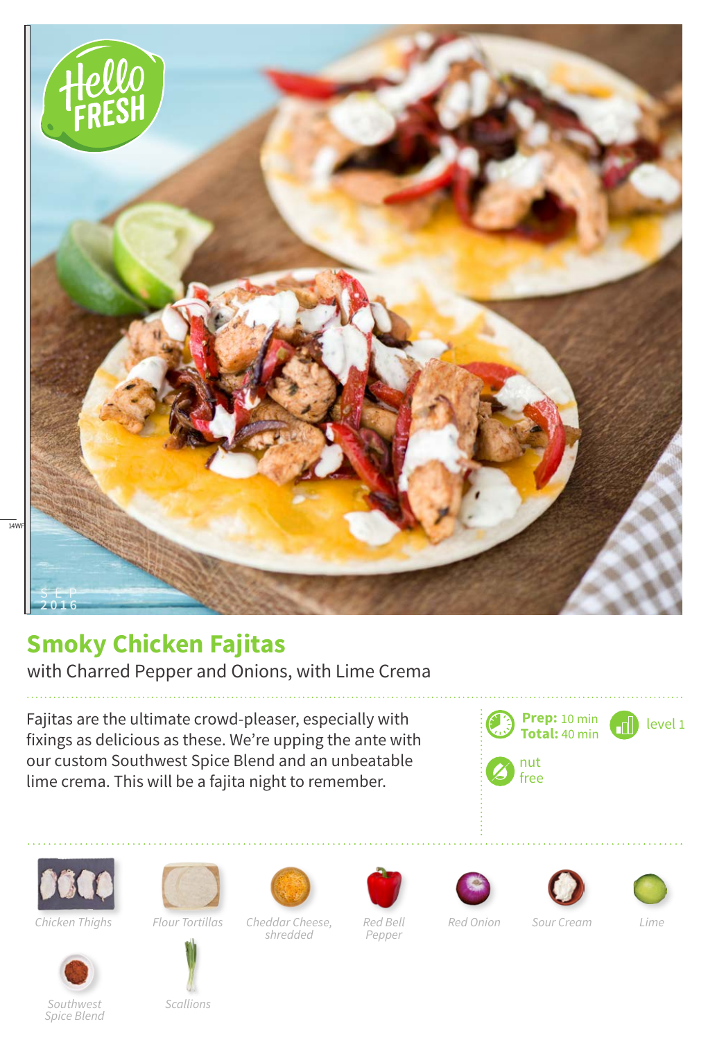HelloFRESH

SEP 2016

# Smoky Chicken Fajitas

with Charred Pepper and Onions, with Lime Crema

Fajitas are the ultimate crowd-pleaser, especially with fixings as delicious as these. We're upping the ante with our custom Southwest Spice Blend and an unbeatable lime crema. This will be a fajita night to remember.

**Prep:** 10 min
**Total:** 40 min

level 1

nut free

*Chicken Thighs*

*Flour Tortillas*

*Cheddar Cheese, shredded*

*Red Bell Pepper*

*Red Onion*

*Sour Cream*

*Lime*

*Southwest Spice Blend*

*Scallions*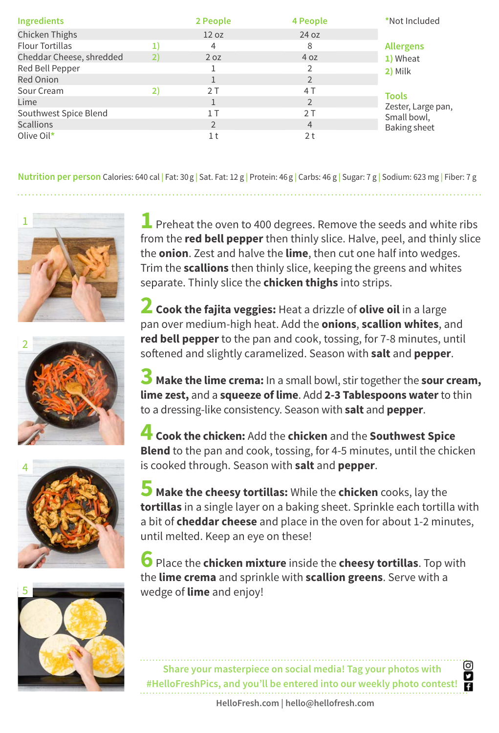| Ingredients | | 2 People | 4 People |
|---|---|---|---|
| Chicken Thighs | | 12 oz | 24 oz |
| Flour Tortillas | 1) | 4 | 8 |
| Cheddar Cheese, shredded | 2) | 2 oz | 4 oz |
| Red Bell Pepper | | 1 | 2 |
| Red Onion | | 1 | 2 |
| Sour Cream | 2) | 2 T | 4 T |
| Lime | | 1 | 2 |
| Southwest Spice Blend | | 1 T | 2 T |
| Scallions | | 2 | 4 |
| Olive Oil* | | 1 t | 2 t |

*Not Included

**Allergens**
1) Wheat
2) Milk

**Tools**
Zester, Large pan, Small bowl, Baking sheet

**Nutrition per person** Calories: 640 cal | Fat: 30 g | Sat. Fat: 12 g | Protein: 46 g | Carbs: 46 g | Sugar: 7 g | Sodium: 623 mg | Fiber: 7 g

**1** Preheat the oven to 400 degrees. Remove the seeds and white ribs from the **red bell pepper** then thinly slice. Halve, peel, and thinly slice the **onion**. Zest and halve the **lime**, then cut one half into wedges. Trim the **scallions** then thinly slice, keeping the greens and whites separate. Thinly slice the **chicken thighs** into strips.

**2 Cook the fajita veggies:** Heat a drizzle of **olive oil** in a large pan over medium-high heat. Add the **onions**, **scallion whites**, and **red bell pepper** to the pan and cook, tossing, for 7-8 minutes, until softened and slightly caramelized. Season with **salt** and **pepper**.

**3 Make the lime crema:** In a small bowl, stir together the **sour cream, lime zest,** and a **squeeze of lime**. Add **2-3 Tablespoons water** to thin to a dressing-like consistency. Season with **salt** and **pepper**.

**4 Cook the chicken:** Add the **chicken** and the **Southwest Spice Blend** to the pan and cook, tossing, for 4-5 minutes, until the chicken is cooked through. Season with **salt** and **pepper**.

**5 Make the cheesy tortillas:** While the **chicken** cooks, lay the **tortillas** in a single layer on a baking sheet. Sprinkle each tortilla with a bit of **cheddar cheese** and place in the oven for about 1-2 minutes, until melted. Keep an eye on these!

**6** Place the **chicken mixture** inside the **cheesy tortillas**. Top with the **lime crema** and sprinkle with **scallion greens**. Serve with a wedge of **lime** and enjoy!

Share your masterpiece on social media! Tag your photos with #HelloFreshPics, and you'll be entered into our weekly photo contest!

HelloFresh.com | hello@hellofresh.com